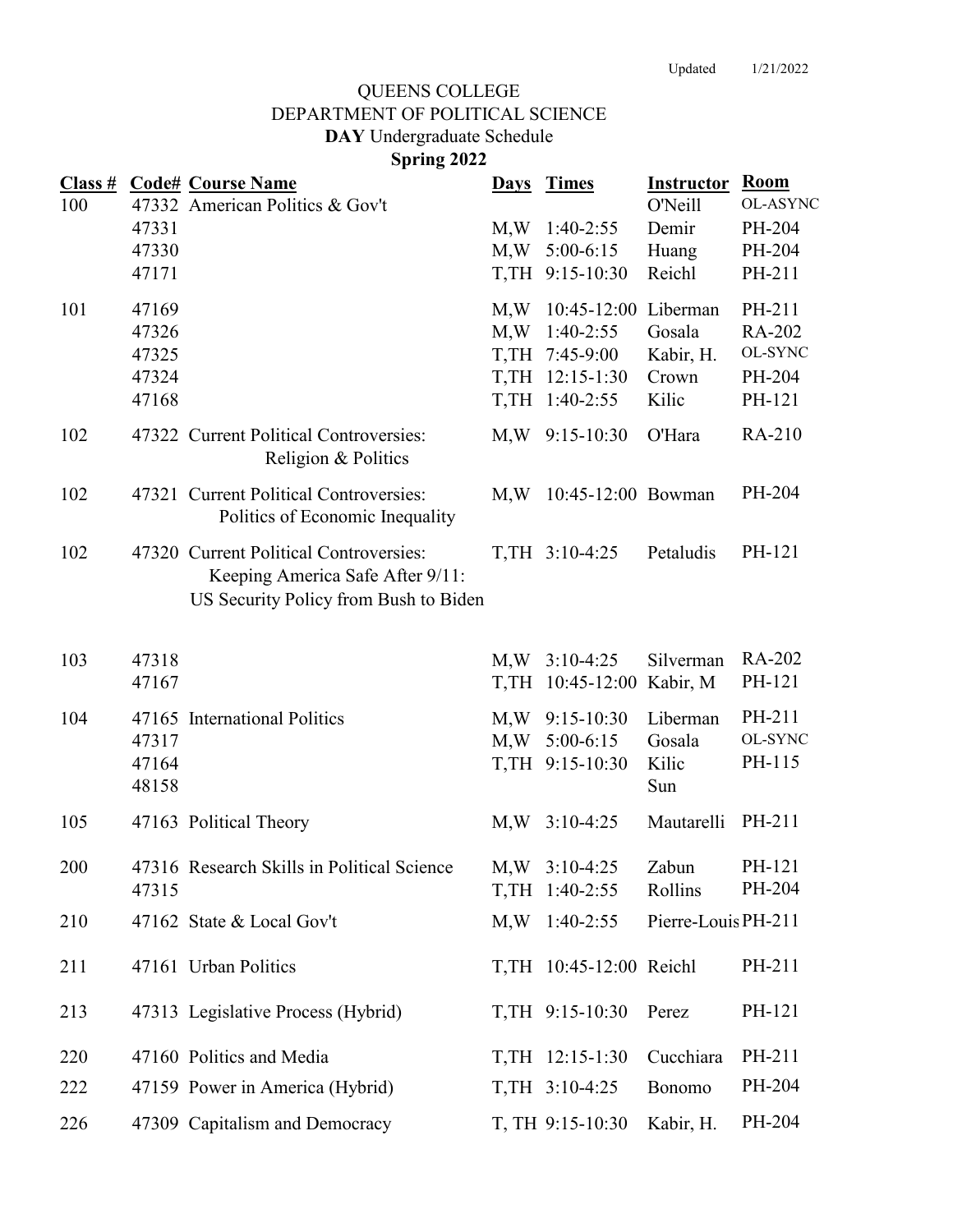Updated 1/21/2022

# QUEENS COLLEGE
## DEPARTMENT OF POLITICAL SCIENCE
### **DAY** Undergraduate Schedule
### Spring 2022

| Class # | Code# | Course Name | Days | Times | Instructor | Room |
|---|---|---|---|---|---|---|
| 100 | 47332 | American Politics & Gov't | | | O'Neill | OL-ASYNC |
| | 47331 | | M,W | 1:40-2:55 | Demir | PH-204 |
| | 47330 | | M,W | 5:00-6:15 | Huang | PH-204 |
| | 47171 | | T,TH | 9:15-10:30 | Reichl | PH-211 |
| 101 | 47169 | | M,W | 10:45-12:00 | Liberman | PH-211 |
| | 47326 | | M,W | 1:40-2:55 | Gosala | RA-202 |
| | 47325 | | T,TH | 7:45-9:00 | Kabir, H. | OL-SYNC |
| | 47324 | | T,TH | 12:15-1:30 | Crown | PH-204 |
| | 47168 | | T,TH | 1:40-2:55 | Kilic | PH-121 |
| 102 | 47322 | Current Political Controversies: Religion & Politics | M,W | 9:15-10:30 | O'Hara | RA-210 |
| 102 | 47321 | Current Political Controversies: Politics of Economic Inequality | M,W | 10:45-12:00 | Bowman | PH-204 |
| 102 | 47320 | Current Political Controversies: Keeping America Safe After 9/11: US Security Policy from Bush to Biden | T,TH | 3:10-4:25 | Petaludis | PH-121 |
| 103 | 47318 | | M,W | 3:10-4:25 | Silverman | RA-202 |
| | 47167 | | T,TH | 10:45-12:00 | Kabir, M | PH-121 |
| 104 | 47165 | International Politics | M,W | 9:15-10:30 | Liberman | PH-211 |
| | 47317 | | M,W | 5:00-6:15 | Gosala | OL-SYNC |
| | 47164 | | T,TH | 9:15-10:30 | Kilic | PH-115 |
| | 48158 | | | | Sun | |
| 105 | 47163 | Political Theory | M,W | 3:10-4:25 | Mautarelli | PH-211 |
| 200 | 47316 | Research Skills in Political Science | M,W | 3:10-4:25 | Zabun | PH-121 |
| | 47315 | | T,TH | 1:40-2:55 | Rollins | PH-204 |
| 210 | 47162 | State & Local Gov't | M,W | 1:40-2:55 | Pierre-Louis | PH-211 |
| 211 | 47161 | Urban Politics | T,TH | 10:45-12:00 | Reichl | PH-211 |
| 213 | 47313 | Legislative Process (Hybrid) | T,TH | 9:15-10:30 | Perez | PH-121 |
| 220 | 47160 | Politics and Media | T,TH | 12:15-1:30 | Cucchiara | PH-211 |
| 222 | 47159 | Power in America (Hybrid) | T,TH | 3:10-4:25 | Bonomo | PH-204 |
| 226 | 47309 | Capitalism and Democracy | T, TH | 9:15-10:30 | Kabir, H. | PH-204 |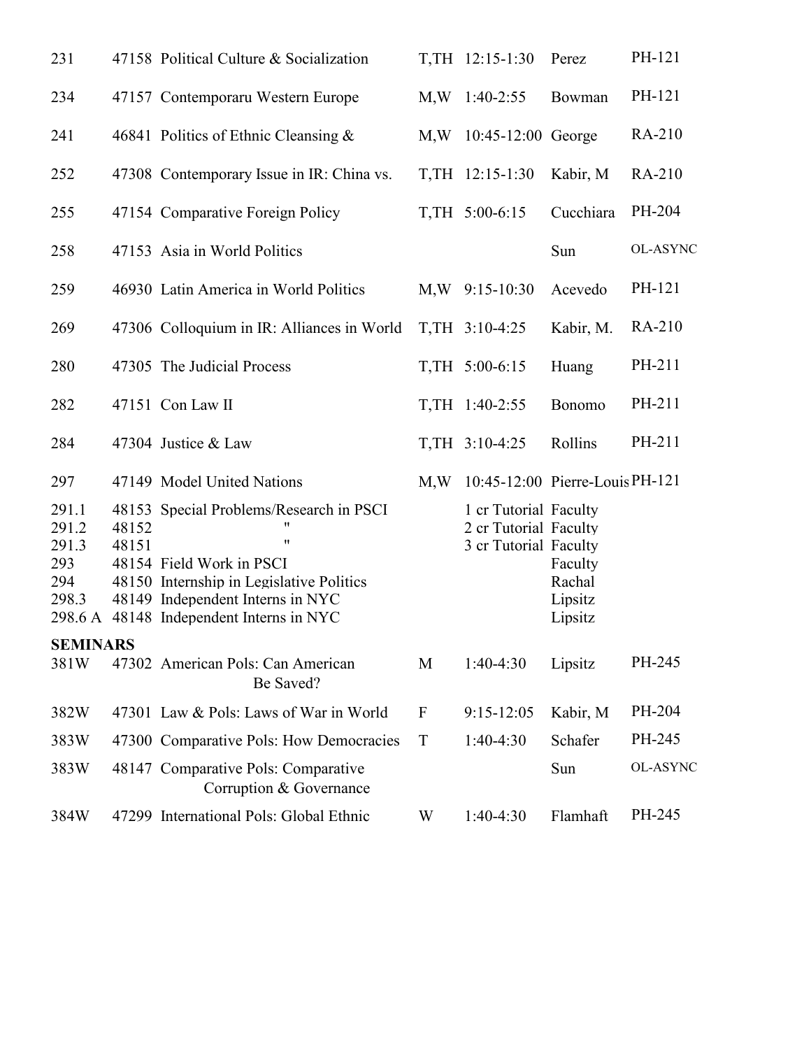| | | | | | | |
|---|---|---|---|---|---|---|
| 231 | 47158 | Political Culture & Socialization | T,TH | 12:15-1:30 | Perez | PH-121 |
| 234 | 47157 | Contemporaru Western Europe | M,W | 1:40-2:55 | Bowman | PH-121 |
| 241 | 46841 | Politics of Ethnic Cleansing & | M,W | 10:45-12:00 | George | RA-210 |
| 252 | 47308 | Contemporary Issue in IR: China vs. | T,TH | 12:15-1:30 | Kabir, M | RA-210 |
| 255 | 47154 | Comparative Foreign Policy | T,TH | 5:00-6:15 | Cucchiara | PH-204 |
| 258 | 47153 | Asia in World Politics | | | Sun | OL-ASYNC |
| 259 | 46930 | Latin America in World Politics | M,W | 9:15-10:30 | Acevedo | PH-121 |
| 269 | 47306 | Colloquium in IR: Alliances in World | T,TH | 3:10-4:25 | Kabir, M. | RA-210 |
| 280 | 47305 | The Judicial Process | T,TH | 5:00-6:15 | Huang | PH-211 |
| 282 | 47151 | Con Law II | T,TH | 1:40-2:55 | Bonomo | PH-211 |
| 284 | 47304 | Justice & Law | T,TH | 3:10-4:25 | Rollins | PH-211 |
| 297 | 47149 | Model United Nations | M,W | 10:45-12:00 | Pierre-Louis | PH-121 |
| 291.1 | 48153 | Special Problems/Research in PSCI | | 1 cr Tutorial | Faculty | |
| 291.2 | 48152 | " | | 2 cr Tutorial | Faculty | |
| 291.3 | 48151 | " | | 3 cr Tutorial | Faculty | |
| 293 | 48154 | Field Work in PSCI | | | Faculty | |
| 294 | 48150 | Internship in Legislative Politics | | | Rachal | |
| 298.3 | 48149 | Independent Interns in NYC | | | Lipsitz | |
| 298.6 A | 48148 | Independent Interns in NYC | | | Lipsitz | |

**SEMINARS**

| | | | | | | |
|---|---|---|---|---|---|---|
| 381W | 47302 | American Pols: Can American Be Saved? | M | 1:40-4:30 | Lipsitz | PH-245 |
| 382W | 47301 | Law & Pols: Laws of War in World | F | 9:15-12:05 | Kabir, M | PH-204 |
| 383W | 47300 | Comparative Pols: How Democracies | T | 1:40-4:30 | Schafer | PH-245 |
| 383W | 48147 | Comparative Pols: Comparative Corruption & Governance | | | Sun | OL-ASYNC |
| 384W | 47299 | International Pols: Global Ethnic | W | 1:40-4:30 | Flamhaft | PH-245 |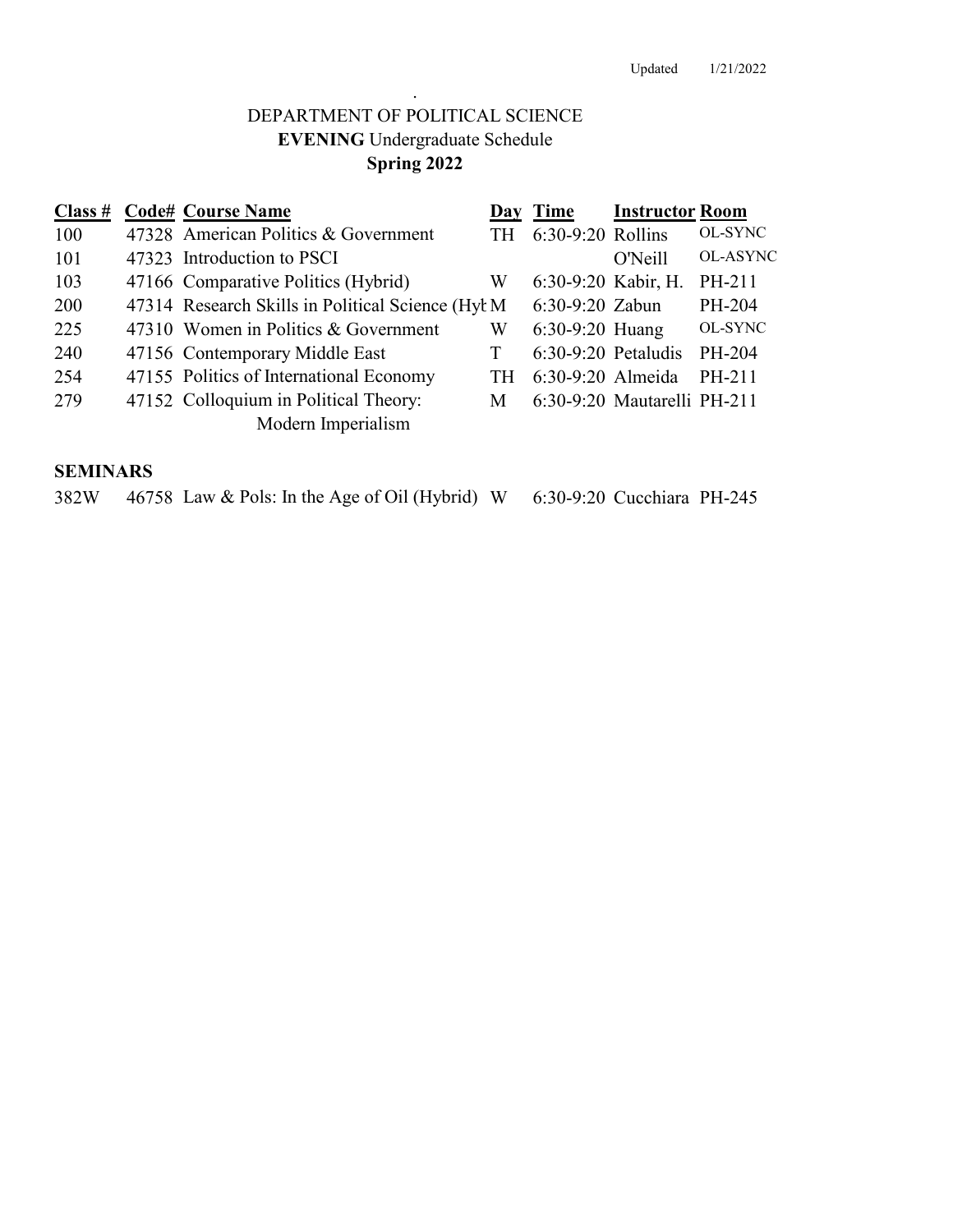Updated 1/21/2022

DEPARTMENT OF POLITICAL SCIENCE
**EVENING** Undergraduate Schedule
**Spring 2022**

| Class # | Code# | Course Name | Day | Time | Instructor | Room |
|---|---|---|---|---|---|---|
| 100 | 47328 | American Politics & Government | TH | 6:30-9:20 | Rollins | OL-SYNC |
| 101 | 47323 | Introduction to PSCI | | | O'Neill | OL-ASYNC |
| 103 | 47166 | Comparative Politics (Hybrid) | W | 6:30-9:20 | Kabir, H. | PH-211 |
| 200 | 47314 | Research Skills in Political Science (Hyb | M | 6:30-9:20 | Zabun | PH-204 |
| 225 | 47310 | Women in Politics & Government | W | 6:30-9:20 | Huang | OL-SYNC |
| 240 | 47156 | Contemporary Middle East | T | 6:30-9:20 | Petaludis | PH-204 |
| 254 | 47155 | Politics of International Economy | TH | 6:30-9:20 | Almeida | PH-211 |
| 279 | 47152 | Colloquium in Political Theory: Modern Imperialism | M | 6:30-9:20 | Mautarelli | PH-211 |

**SEMINARS**

| | | | | | | |
|---|---|---|---|---|---|---|
| 382W | 46758 | Law & Pols: In the Age of Oil (Hybrid) | W | 6:30-9:20 | Cucchiara | PH-245 |